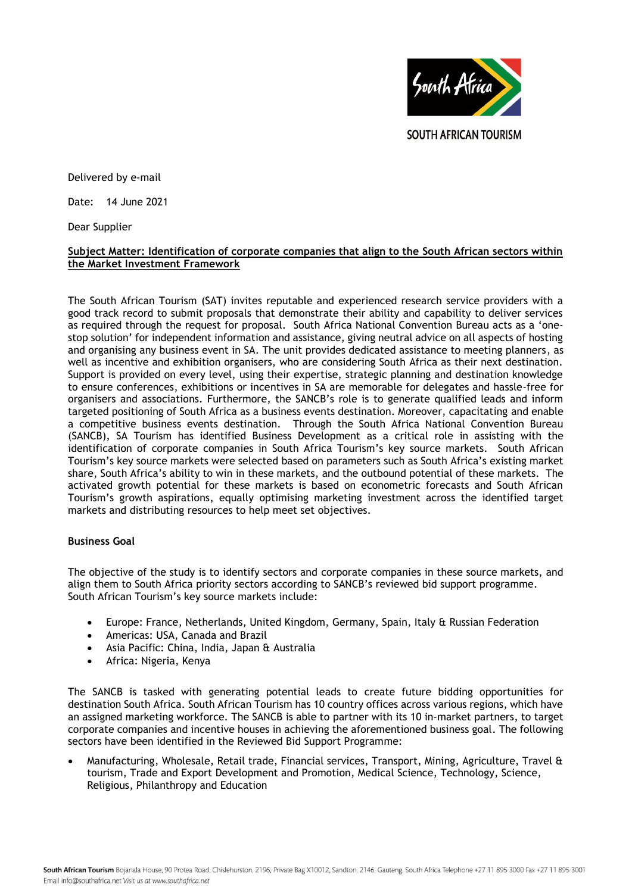SOUTH AFRICAN TOURISM

Delivered by e-mail

Date: 14 June 2021

Dear Supplier

**Subject Matter: Identification of corporate companies that align to the South African sectors within the Market Investment Framework**

The South African Tourism (SAT) invites reputable and experienced research service providers with a good track record to submit proposals that demonstrate their ability and capability to deliver services as required through the request for proposal. South Africa National Convention Bureau acts as a 'one-stop solution' for independent information and assistance, giving neutral advice on all aspects of hosting and organising any business event in SA. The unit provides dedicated assistance to meeting planners, as well as incentive and exhibition organisers, who are considering South Africa as their next destination. Support is provided on every level, using their expertise, strategic planning and destination knowledge to ensure conferences, exhibitions or incentives in SA are memorable for delegates and hassle-free for organisers and associations. Furthermore, the SANCB's role is to generate qualified leads and inform targeted positioning of South Africa as a business events destination. Moreover, capacitating and enable a competitive business events destination. Through the South Africa National Convention Bureau (SANCB), SA Tourism has identified Business Development as a critical role in assisting with the identification of corporate companies in South Africa Tourism's key source markets. South African Tourism's key source markets were selected based on parameters such as South Africa's existing market share, South Africa's ability to win in these markets, and the outbound potential of these markets. The activated growth potential for these markets is based on econometric forecasts and South African Tourism's growth aspirations, equally optimising marketing investment across the identified target markets and distributing resources to help meet set objectives.

**Business Goal**

The objective of the study is to identify sectors and corporate companies in these source markets, and align them to South Africa priority sectors according to SANCB's reviewed bid support programme. South African Tourism's key source markets include:

- Europe: France, Netherlands, United Kingdom, Germany, Spain, Italy & Russian Federation
- Americas: USA, Canada and Brazil
- Asia Pacific: China, India, Japan & Australia
- Africa: Nigeria, Kenya

The SANCB is tasked with generating potential leads to create future bidding opportunities for destination South Africa. South African Tourism has 10 country offices across various regions, which have an assigned marketing workforce. The SANCB is able to partner with its 10 in-market partners, to target corporate companies and incentive houses in achieving the aforementioned business goal. The following sectors have been identified in the Reviewed Bid Support Programme:

- Manufacturing, Wholesale, Retail trade, Financial services, Transport, Mining, Agriculture, Travel & tourism, Trade and Export Development and Promotion, Medical Science, Technology, Science, Religious, Philanthropy and Education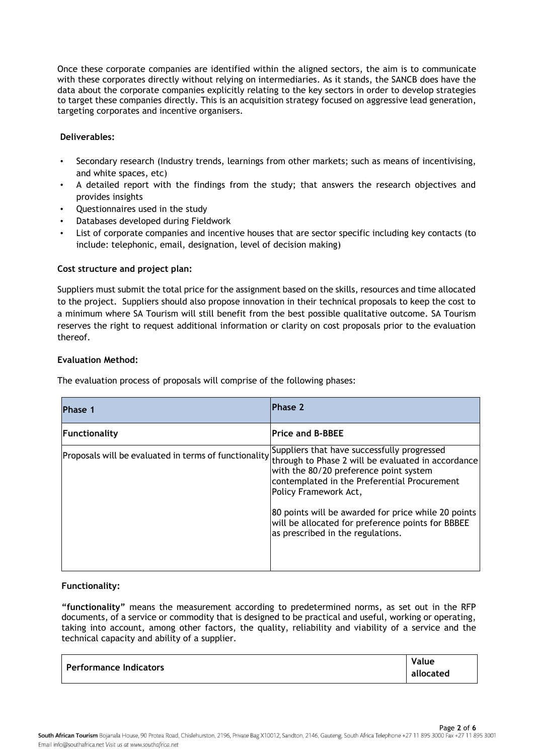Once these corporate companies are identified within the aligned sectors, the aim is to communicate with these corporates directly without relying on intermediaries. As it stands, the SANCB does have the data about the corporate companies explicitly relating to the key sectors in order to develop strategies to target these companies directly. This is an acquisition strategy focused on aggressive lead generation, targeting corporates and incentive organisers.

**Deliverables:**

- Secondary research (Industry trends, learnings from other markets; such as means of incentivising, and white spaces, etc)
- A detailed report with the findings from the study; that answers the research objectives and provides insights
- Questionnaires used in the study
- Databases developed during Fieldwork
- List of corporate companies and incentive houses that are sector specific including key contacts (to include: telephonic, email, designation, level of decision making)

**Cost structure and project plan:**

Suppliers must submit the total price for the assignment based on the skills, resources and time allocated to the project. Suppliers should also propose innovation in their technical proposals to keep the cost to a minimum where SA Tourism will still benefit from the best possible qualitative outcome. SA Tourism reserves the right to request additional information or clarity on cost proposals prior to the evaluation thereof.

**Evaluation Method:**

The evaluation process of proposals will comprise of the following phases:

| Phase 1 | Phase 2 |
|---|---|
| **Functionality** | **Price and B-BBEE** |
| Proposals will be evaluated in terms of functionality | Suppliers that have successfully progressed through to Phase 2 will be evaluated in accordance with the 80/20 preference point system contemplated in the Preferential Procurement Policy Framework Act,<br><br>80 points will be awarded for price while 20 points will be allocated for preference points for BBBEE as prescribed in the regulations. |

**Functionality:**

**"functionality"** means the measurement according to predetermined norms, as set out in the RFP documents, of a service or commodity that is designed to be practical and useful, working or operating, taking into account, among other factors, the quality, reliability and viability of a service and the technical capacity and ability of a supplier.

| Performance Indicators | Value allocated |
|---|---|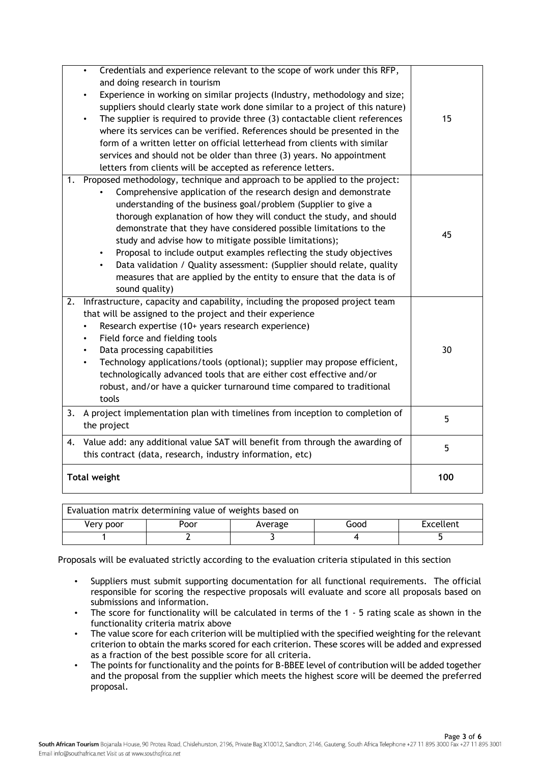| Criteria | Weight |
|---|---|
| • Credentials and experience relevant to the scope of work under this RFP, and doing research in tourism<br>• Experience in working on similar projects (Industry, methodology and size; suppliers should clearly state work done similar to a project of this nature)<br>• The supplier is required to provide three (3) contactable client references where its services can be verified. References should be presented in the form of a written letter on official letterhead from clients with similar services and should not be older than three (3) years. No appointment letters from clients will be accepted as reference letters. | 15 |
| 1. Proposed methodology, technique and approach to be applied to the project:<br>• Comprehensive application of the research design and demonstrate understanding of the business goal/problem (Supplier to give a thorough explanation of how they will conduct the study, and should demonstrate that they have considered possible limitations to the study and advise how to mitigate possible limitations);<br>• Proposal to include output examples reflecting the study objectives<br>• Data validation / Quality assessment: (Supplier should relate, quality measures that are applied by the entity to ensure that the data is of sound quality) | 45 |
| 2. Infrastructure, capacity and capability, including the proposed project team that will be assigned to the project and their experience<br>• Research expertise (10+ years research experience)<br>• Field force and fielding tools<br>• Data processing capabilities<br>• Technology applications/tools (optional); supplier may propose efficient, technologically advanced tools that are either cost effective and/or robust, and/or have a quicker turnaround time compared to traditional tools | 30 |
| 3. A project implementation plan with timelines from inception to completion of the project | 5 |
| 4. Value add: any additional value SAT will benefit from through the awarding of this contract (data, research, industry information, etc) | 5 |
| **Total weight** | **100** |

| Evaluation matrix determining value of weights based on | | | | |
|---|---|---|---|---|
| Very poor | Poor | Average | Good | Excellent |
| 1 | 2 | 3 | 4 | 5 |

Proposals will be evaluated strictly according to the evaluation criteria stipulated in this section

- Suppliers must submit supporting documentation for all functional requirements. The official responsible for scoring the respective proposals will evaluate and score all proposals based on submissions and information.
- The score for functionality will be calculated in terms of the 1 - 5 rating scale as shown in the functionality criteria matrix above
- The value score for each criterion will be multiplied with the specified weighting for the relevant criterion to obtain the marks scored for each criterion. These scores will be added and expressed as a fraction of the best possible score for all criteria.
- The points for functionality and the points for B-BBEE level of contribution will be added together and the proposal from the supplier which meets the highest score will be deemed the preferred proposal.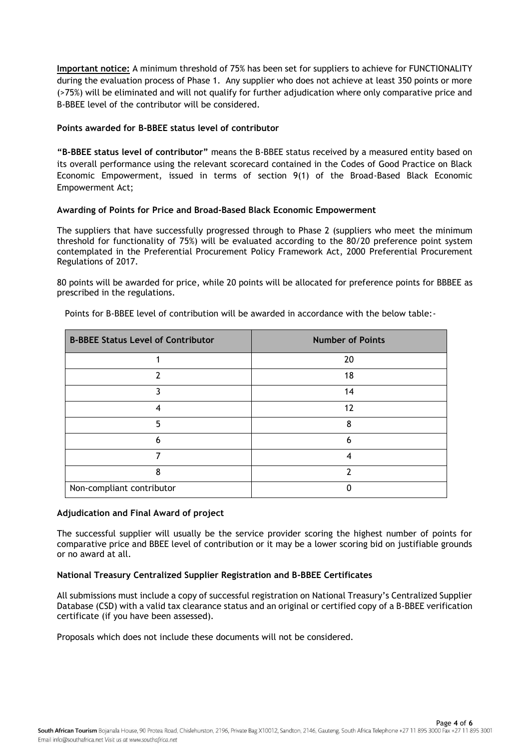**Important notice:** A minimum threshold of 75% has been set for suppliers to achieve for FUNCTIONALITY during the evaluation process of Phase 1. Any supplier who does not achieve at least 350 points or more (>75%) will be eliminated and will not qualify for further adjudication where only comparative price and B-BBEE level of the contributor will be considered.

**Points awarded for B-BBEE status level of contributor**

**"B-BBEE status level of contributor"** means the B-BBEE status received by a measured entity based on its overall performance using the relevant scorecard contained in the Codes of Good Practice on Black Economic Empowerment, issued in terms of section 9(1) of the Broad-Based Black Economic Empowerment Act;

**Awarding of Points for Price and Broad-Based Black Economic Empowerment**

The suppliers that have successfully progressed through to Phase 2 (suppliers who meet the minimum threshold for functionality of 75%) will be evaluated according to the 80/20 preference point system contemplated in the Preferential Procurement Policy Framework Act, 2000 Preferential Procurement Regulations of 2017.

80 points will be awarded for price, while 20 points will be allocated for preference points for BBBEE as prescribed in the regulations.

Points for B-BBEE level of contribution will be awarded in accordance with the below table:-

| B-BBEE Status Level of Contributor | Number of Points |
|---|---|
| 1 | 20 |
| 2 | 18 |
| 3 | 14 |
| 4 | 12 |
| 5 | 8 |
| 6 | 6 |
| 7 | 4 |
| 8 | 2 |
| Non-compliant contributor | 0 |

**Adjudication and Final Award of project**

The successful supplier will usually be the service provider scoring the highest number of points for comparative price and BBEE level of contribution or it may be a lower scoring bid on justifiable grounds or no award at all.

**National Treasury Centralized Supplier Registration and B-BBEE Certificates**

All submissions must include a copy of successful registration on National Treasury's Centralized Supplier Database (CSD) with a valid tax clearance status and an original or certified copy of a B-BBEE verification certificate (if you have been assessed).

Proposals which does not include these documents will not be considered.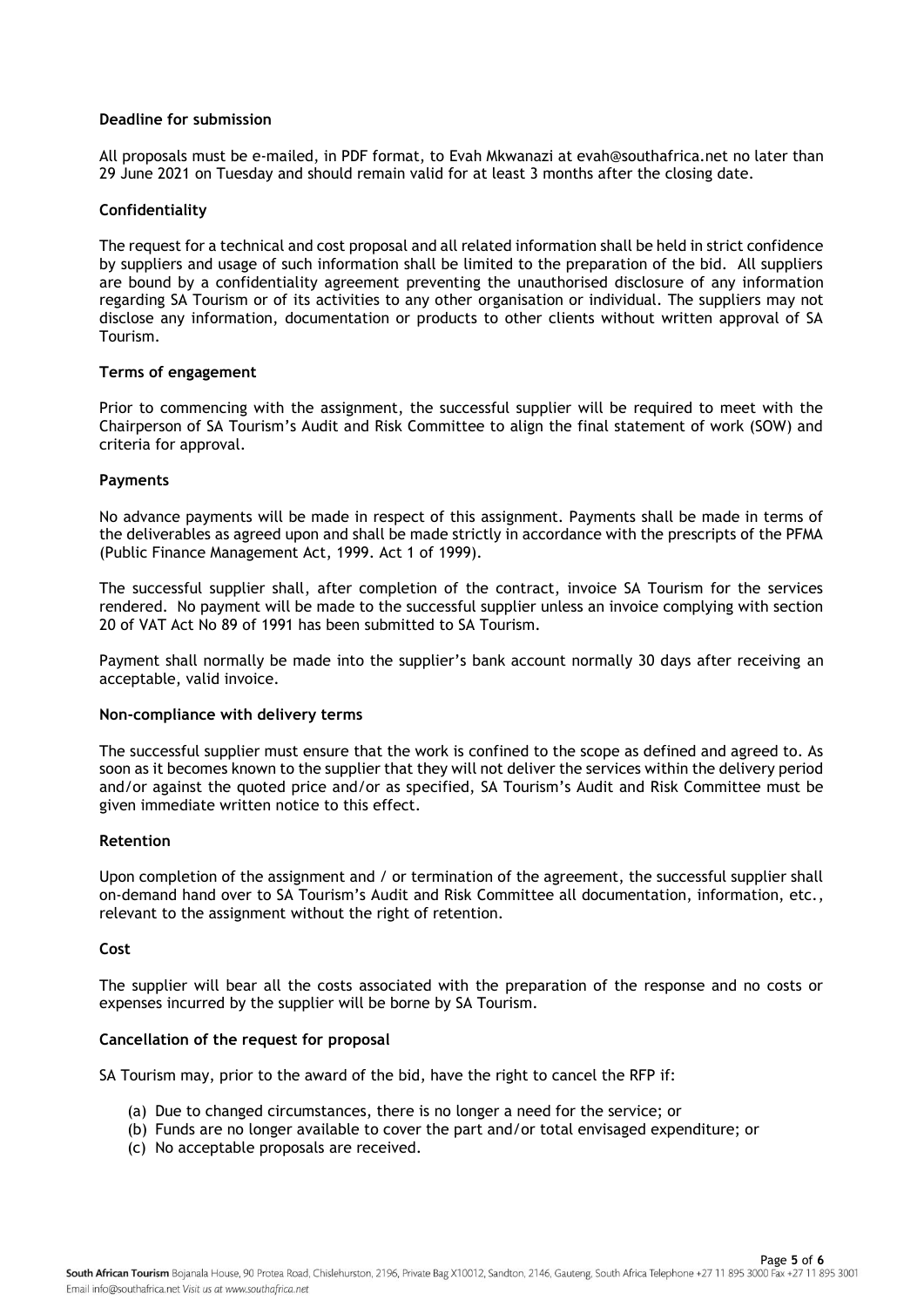**Deadline for submission**

All proposals must be e-mailed, in PDF format, to Evah Mkwanazi at evah@southafrica.net no later than 29 June 2021 on Tuesday and should remain valid for at least 3 months after the closing date.

**Confidentiality**

The request for a technical and cost proposal and all related information shall be held in strict confidence by suppliers and usage of such information shall be limited to the preparation of the bid. All suppliers are bound by a confidentiality agreement preventing the unauthorised disclosure of any information regarding SA Tourism or of its activities to any other organisation or individual. The suppliers may not disclose any information, documentation or products to other clients without written approval of SA Tourism.

**Terms of engagement**

Prior to commencing with the assignment, the successful supplier will be required to meet with the Chairperson of SA Tourism's Audit and Risk Committee to align the final statement of work (SOW) and criteria for approval.

**Payments**

No advance payments will be made in respect of this assignment. Payments shall be made in terms of the deliverables as agreed upon and shall be made strictly in accordance with the prescripts of the PFMA (Public Finance Management Act, 1999. Act 1 of 1999).

The successful supplier shall, after completion of the contract, invoice SA Tourism for the services rendered. No payment will be made to the successful supplier unless an invoice complying with section 20 of VAT Act No 89 of 1991 has been submitted to SA Tourism.

Payment shall normally be made into the supplier's bank account normally 30 days after receiving an acceptable, valid invoice.

**Non-compliance with delivery terms**

The successful supplier must ensure that the work is confined to the scope as defined and agreed to. As soon as it becomes known to the supplier that they will not deliver the services within the delivery period and/or against the quoted price and/or as specified, SA Tourism's Audit and Risk Committee must be given immediate written notice to this effect.

**Retention**

Upon completion of the assignment and / or termination of the agreement, the successful supplier shall on-demand hand over to SA Tourism's Audit and Risk Committee all documentation, information, etc., relevant to the assignment without the right of retention.

**Cost**

The supplier will bear all the costs associated with the preparation of the response and no costs or expenses incurred by the supplier will be borne by SA Tourism.

**Cancellation of the request for proposal**

SA Tourism may, prior to the award of the bid, have the right to cancel the RFP if:

(a) Due to changed circumstances, there is no longer a need for the service; or
(b) Funds are no longer available to cover the part and/or total envisaged expenditure; or
(c) No acceptable proposals are received.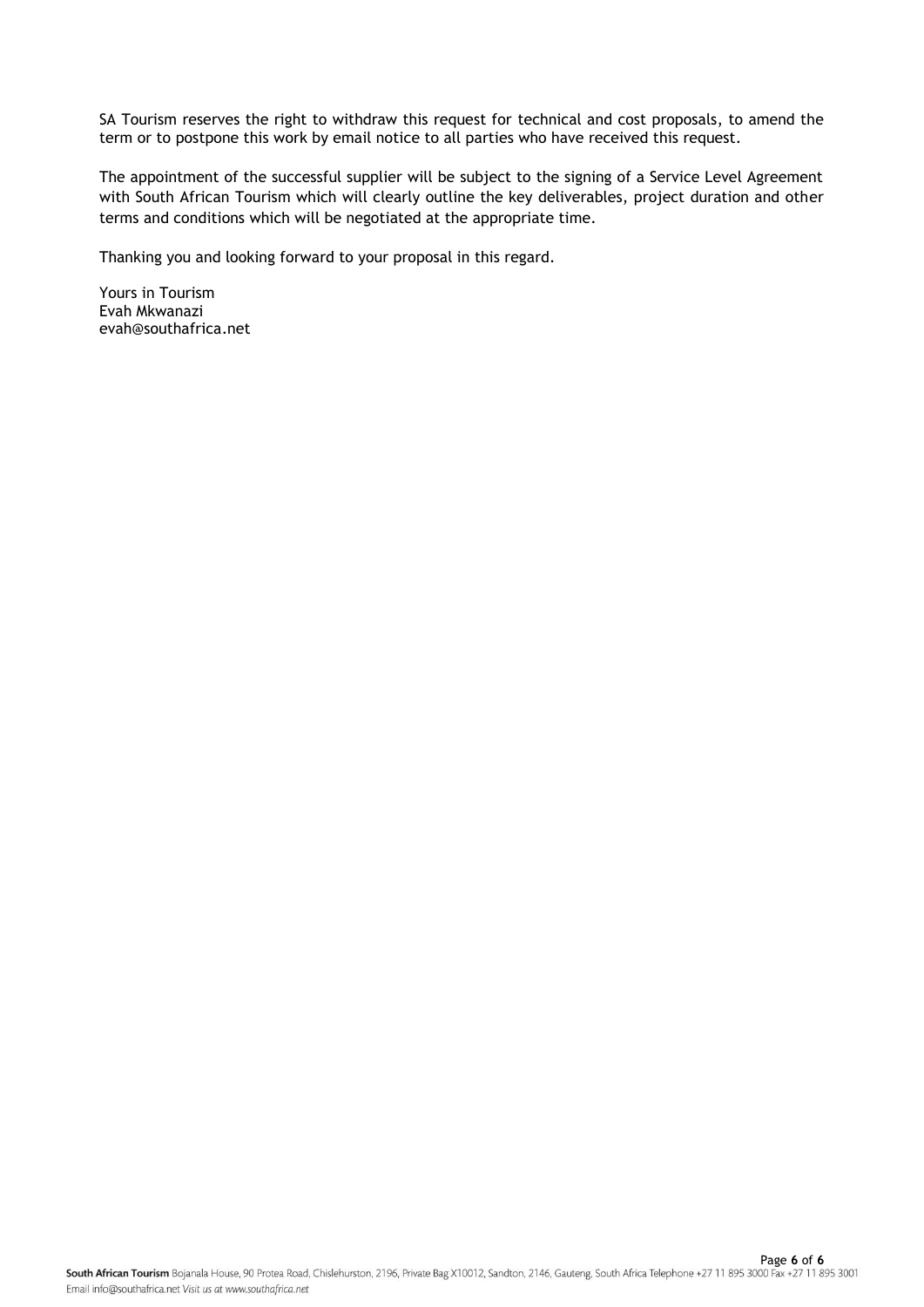SA Tourism reserves the right to withdraw this request for technical and cost proposals, to amend the term or to postpone this work by email notice to all parties who have received this request.

The appointment of the successful supplier will be subject to the signing of a Service Level Agreement with South African Tourism which will clearly outline the key deliverables, project duration and other terms and conditions which will be negotiated at the appropriate time.

Thanking you and looking forward to your proposal in this regard.

Yours in Tourism
Evah Mkwanazi
evah@southafrica.net